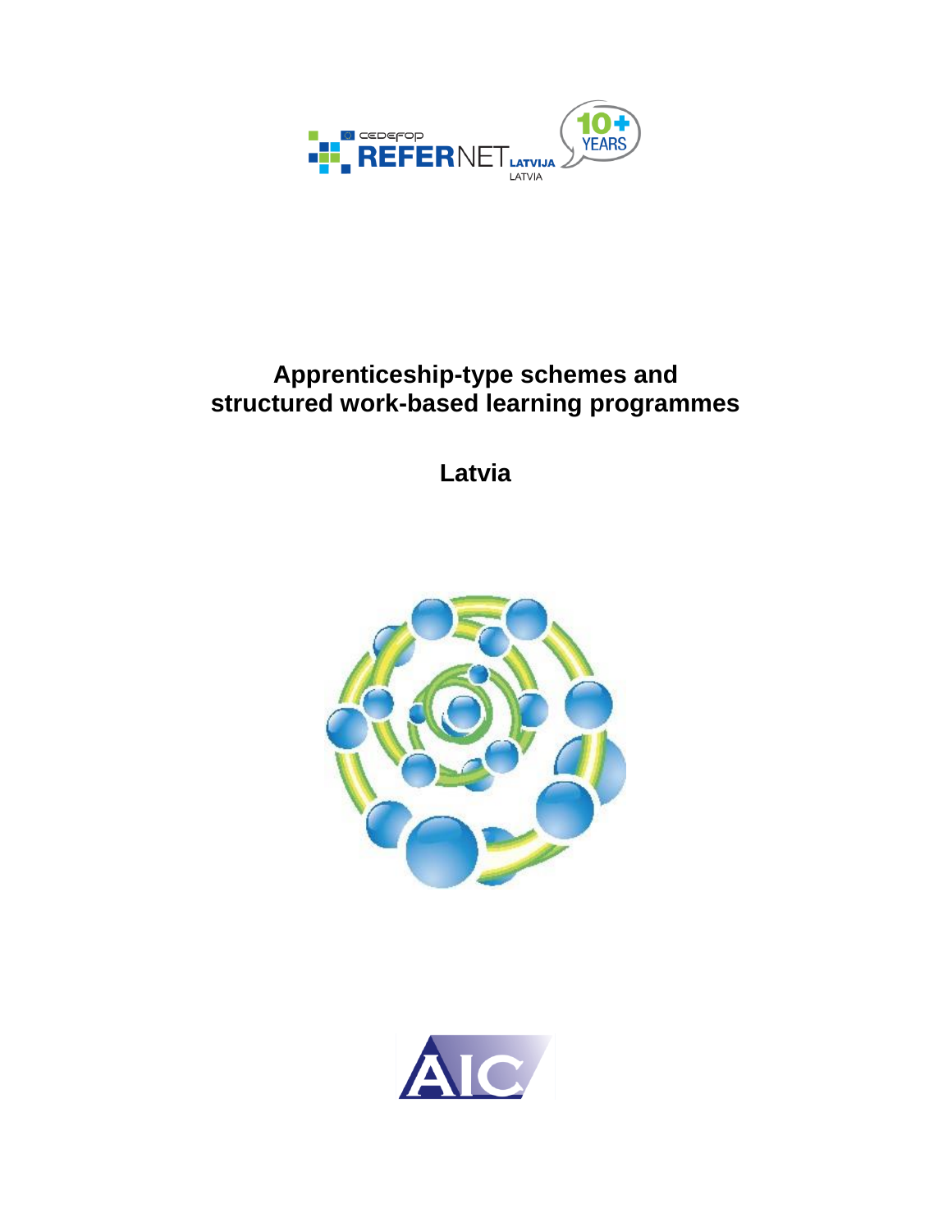# Apprenticeship-type schemes and structured work-based learning programmes

## Latvia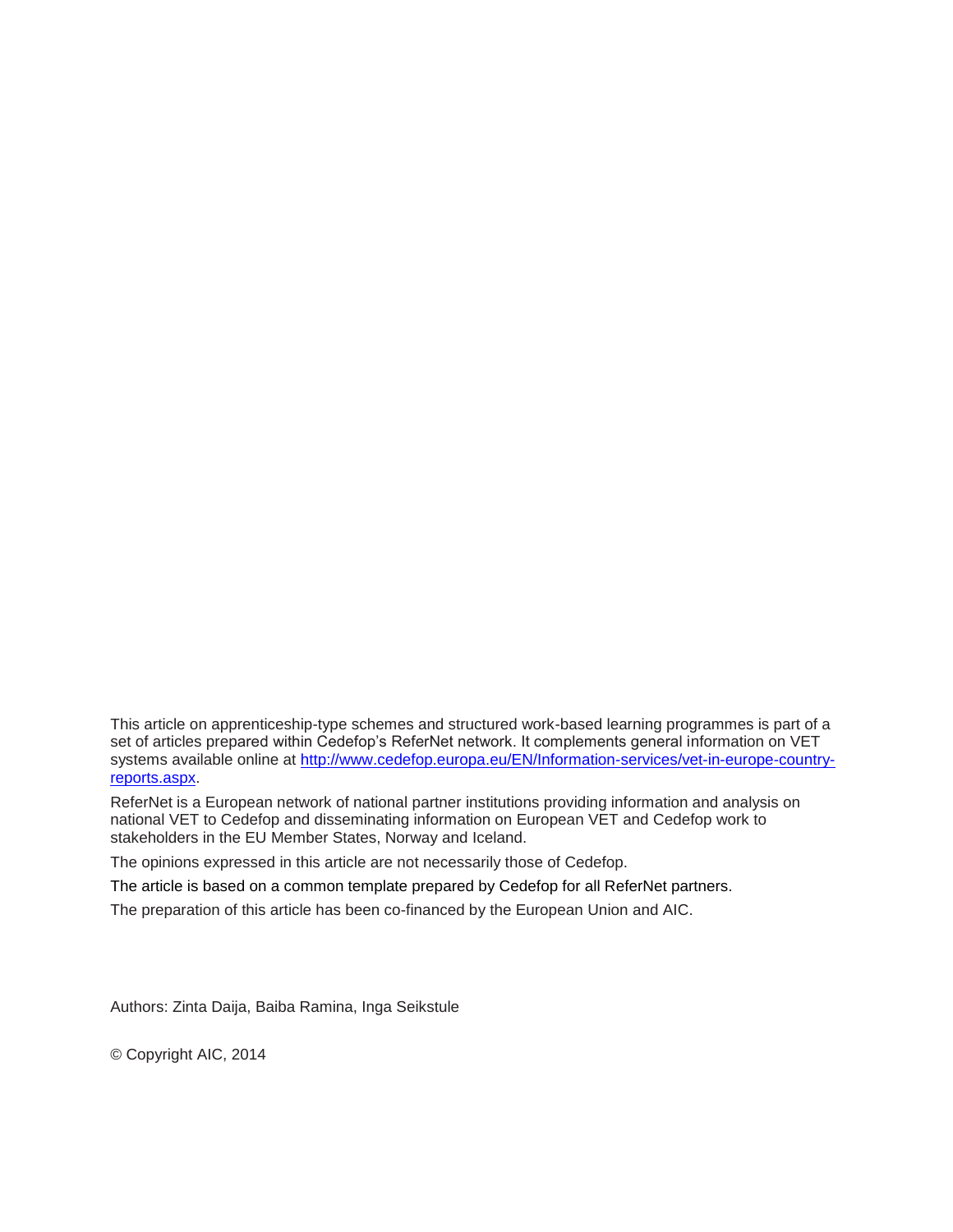This article on apprenticeship-type schemes and structured work-based learning programmes is part of a set of articles prepared within Cedefop's ReferNet network. It complements general information on VET systems available online at [http://www.cedefop.europa.eu/EN/Information-services/vet-in-europe-country-reports.aspx](http://www.cedefop.europa.eu/EN/Information-services/vet-in-europe-country-reports.aspx).

ReferNet is a European network of national partner institutions providing information and analysis on national VET to Cedefop and disseminating information on European VET and Cedefop work to stakeholders in the EU Member States, Norway and Iceland.

The opinions expressed in this article are not necessarily those of Cedefop.

The article is based on a common template prepared by Cedefop for all ReferNet partners.

The preparation of this article has been co-financed by the European Union and AIC.

Authors: Zinta Daija, Baiba Ramina, Inga Seikstule

© Copyright AIC, 2014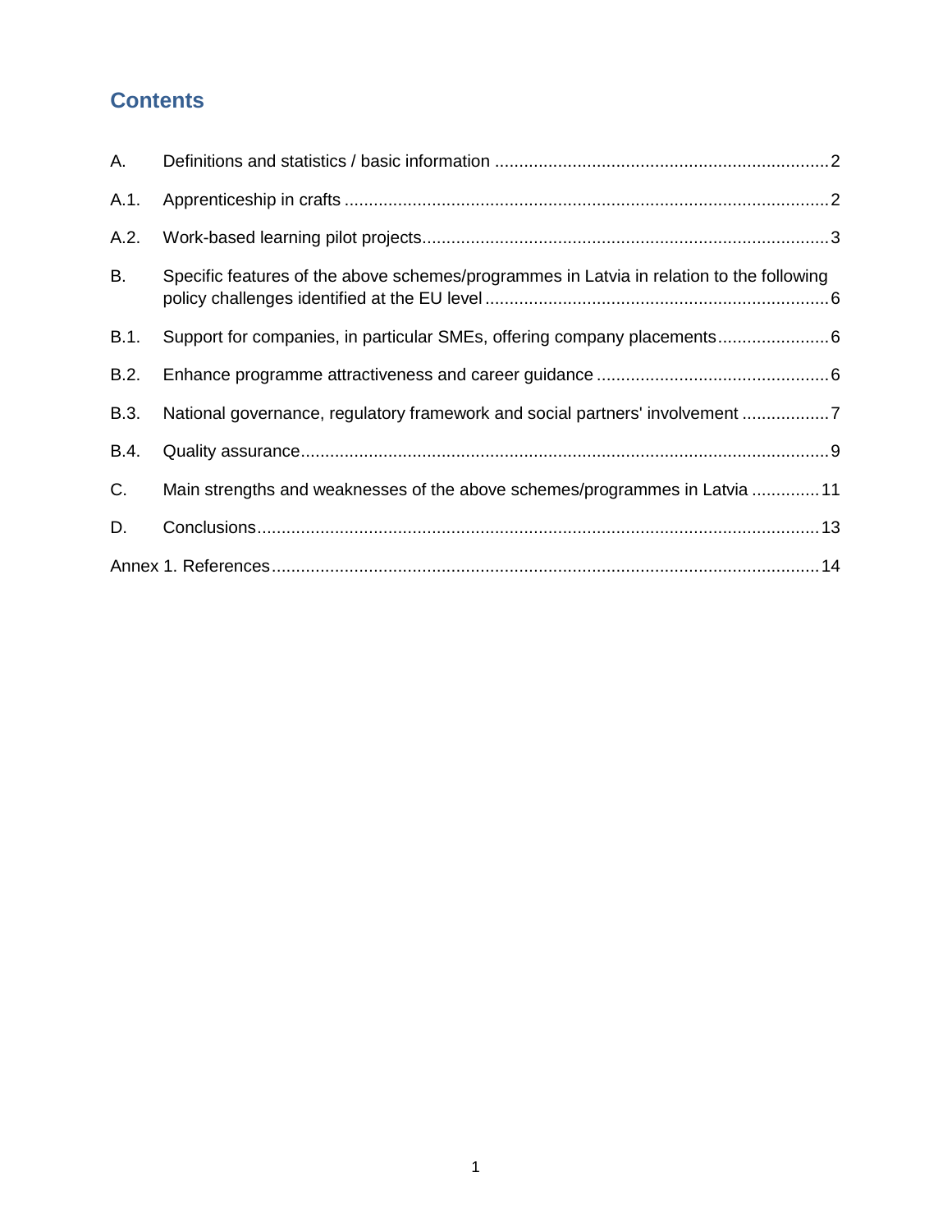# Contents

A. Definitions and statistics / basic information ..................................................................... 2

A.1. Apprenticeship in crafts ..................................................................................................... 2

A.2. Work-based learning pilot projects..................................................................................... 3

B. Specific features of the above schemes/programmes in Latvia in relation to the following policy challenges identified at the EU level ....................................................................... 6

B.1. Support for companies, in particular SMEs, offering company placements....................... 6

B.2. Enhance programme attractiveness and career guidance ................................................ 6

B.3. National governance, regulatory framework and social partners' involvement .................. 7

B.4. Quality assurance.............................................................................................................. 9

C. Main strengths and weaknesses of the above schemes/programmes in Latvia .............. 11

D. Conclusions.................................................................................................................... 13

Annex 1. References.................................................................................................................. 14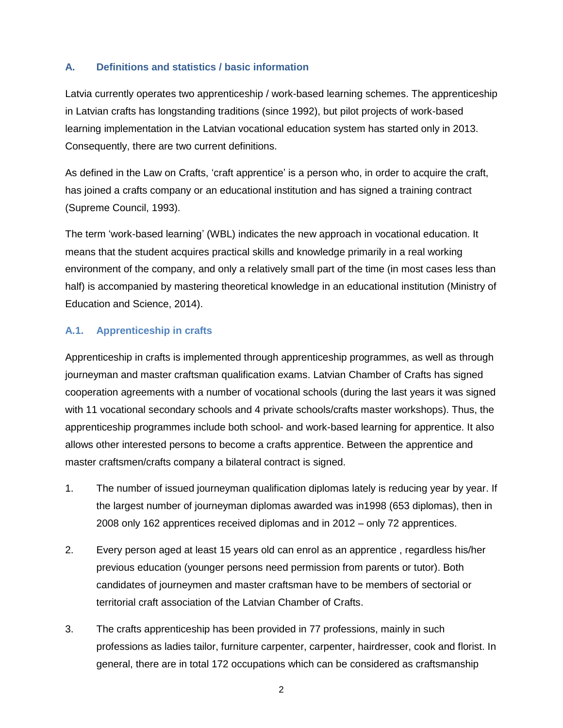## A. Definitions and statistics / basic information

Latvia currently operates two apprenticeship / work-based learning schemes. The apprenticeship in Latvian crafts has longstanding traditions (since 1992), but pilot projects of work-based learning implementation in the Latvian vocational education system has started only in 2013. Consequently, there are two current definitions.

As defined in the Law on Crafts, 'craft apprentice' is a person who, in order to acquire the craft, has joined a crafts company or an educational institution and has signed a training contract (Supreme Council, 1993).

The term 'work-based learning' (WBL) indicates the new approach in vocational education. It means that the student acquires practical skills and knowledge primarily in a real working environment of the company, and only a relatively small part of the time (in most cases less than half) is accompanied by mastering theoretical knowledge in an educational institution (Ministry of Education and Science, 2014).

### A.1. Apprenticeship in crafts

Apprenticeship in crafts is implemented through apprenticeship programmes, as well as through journeyman and master craftsman qualification exams. Latvian Chamber of Crafts has signed cooperation agreements with a number of vocational schools (during the last years it was signed with 11 vocational secondary schools and 4 private schools/crafts master workshops). Thus, the apprenticeship programmes include both school- and work-based learning for apprentice. It also allows other interested persons to become a crafts apprentice. Between the apprentice and master craftsmen/crafts company a bilateral contract is signed.

1. The number of issued journeyman qualification diplomas lately is reducing year by year. If the largest number of journeyman diplomas awarded was in1998 (653 diplomas), then in 2008 only 162 apprentices received diplomas and in 2012 – only 72 apprentices.

2. Every person aged at least 15 years old can enrol as an apprentice , regardless his/her previous education (younger persons need permission from parents or tutor). Both candidates of journeymen and master craftsman have to be members of sectorial or territorial craft association of the Latvian Chamber of Crafts.

3. The crafts apprenticeship has been provided in 77 professions, mainly in such professions as ladies tailor, furniture carpenter, carpenter, hairdresser, cook and florist. In general, there are in total 172 occupations which can be considered as craftsmanship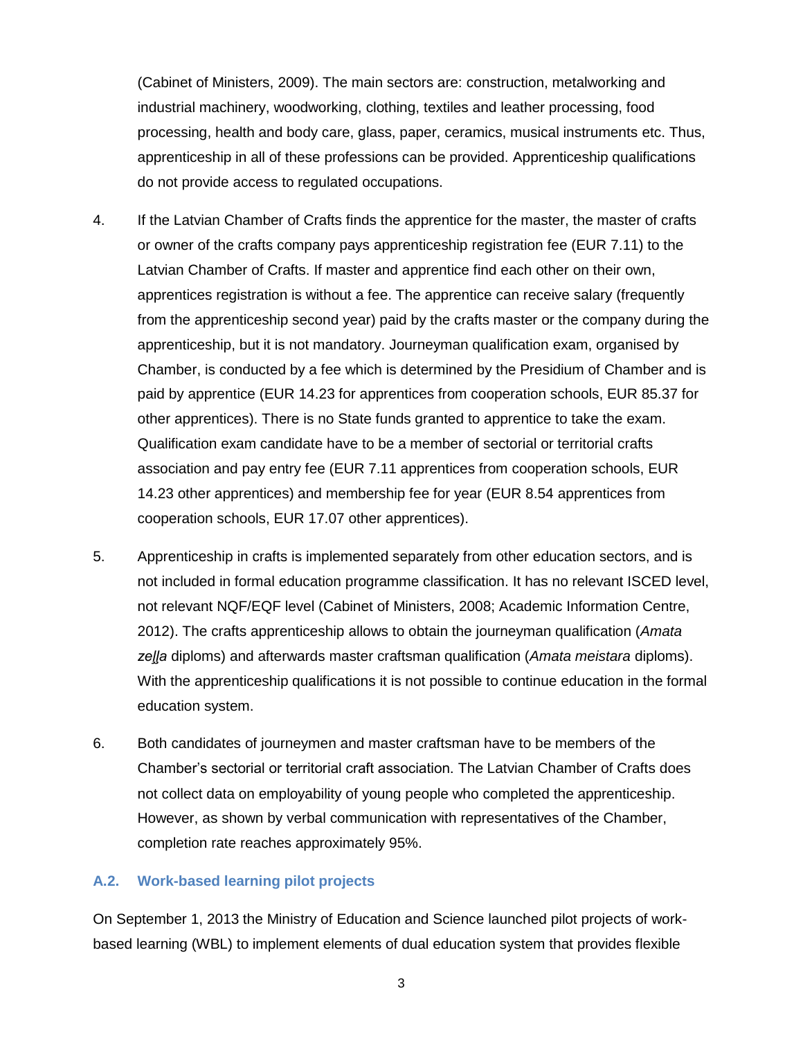(Cabinet of Ministers, 2009). The main sectors are: construction, metalworking and industrial machinery, woodworking, clothing, textiles and leather processing, food processing, health and body care, glass, paper, ceramics, musical instruments etc. Thus, apprenticeship in all of these professions can be provided. Apprenticeship qualifications do not provide access to regulated occupations.

4. If the Latvian Chamber of Crafts finds the apprentice for the master, the master of crafts or owner of the crafts company pays apprenticeship registration fee (EUR 7.11) to the Latvian Chamber of Crafts. If master and apprentice find each other on their own, apprentices registration is without a fee. The apprentice can receive salary (frequently from the apprenticeship second year) paid by the crafts master or the company during the apprenticeship, but it is not mandatory. Journeyman qualification exam, organised by Chamber, is conducted by a fee which is determined by the Presidium of Chamber and is paid by apprentice (EUR 14.23 for apprentices from cooperation schools, EUR 85.37 for other apprentices). There is no State funds granted to apprentice to take the exam. Qualification exam candidate have to be a member of sectorial or territorial crafts association and pay entry fee (EUR 7.11 apprentices from cooperation schools, EUR 14.23 other apprentices) and membership fee for year (EUR 8.54 apprentices from cooperation schools, EUR 17.07 other apprentices).

5. Apprenticeship in crafts is implemented separately from other education sectors, and is not included in formal education programme classification. It has no relevant ISCED level, not relevant NQF/EQF level (Cabinet of Ministers, 2008; Academic Information Centre, 2012). The crafts apprenticeship allows to obtain the journeyman qualification (*Amata zeļļa* diploms) and afterwards master craftsman qualification (*Amata meistara* diploms). With the apprenticeship qualifications it is not possible to continue education in the formal education system.

6. Both candidates of journeymen and master craftsman have to be members of the Chamber's sectorial or territorial craft association. The Latvian Chamber of Crafts does not collect data on employability of young people who completed the apprenticeship. However, as shown by verbal communication with representatives of the Chamber, completion rate reaches approximately 95%.

### A.2. Work-based learning pilot projects

On September 1, 2013 the Ministry of Education and Science launched pilot projects of work-based learning (WBL) to implement elements of dual education system that provides flexible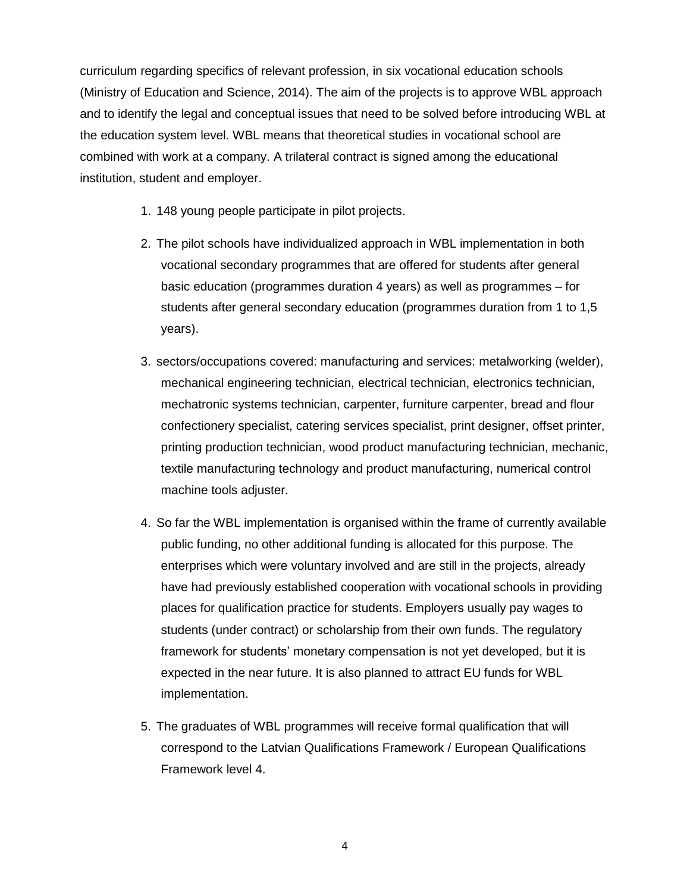curriculum regarding specifics of relevant profession, in six vocational education schools (Ministry of Education and Science, 2014). The aim of the projects is to approve WBL approach and to identify the legal and conceptual issues that need to be solved before introducing WBL at the education system level. WBL means that theoretical studies in vocational school are combined with work at a company. A trilateral contract is signed among the educational institution, student and employer.

1. 148 young people participate in pilot projects.
2. The pilot schools have individualized approach in WBL implementation in both vocational secondary programmes that are offered for students after general basic education (programmes duration 4 years) as well as programmes – for students after general secondary education (programmes duration from 1 to 1,5 years).
3. sectors/occupations covered: manufacturing and services: metalworking (welder), mechanical engineering technician, electrical technician, electronics technician, mechatronic systems technician, carpenter, furniture carpenter, bread and flour confectionery specialist, catering services specialist, print designer, offset printer, printing production technician, wood product manufacturing technician, mechanic, textile manufacturing technology and product manufacturing, numerical control machine tools adjuster.
4. So far the WBL implementation is organised within the frame of currently available public funding, no other additional funding is allocated for this purpose. The enterprises which were voluntary involved and are still in the projects, already have had previously established cooperation with vocational schools in providing places for qualification practice for students. Employers usually pay wages to students (under contract) or scholarship from their own funds. The regulatory framework for students' monetary compensation is not yet developed, but it is expected in the near future. It is also planned to attract EU funds for WBL implementation.
5. The graduates of WBL programmes will receive formal qualification that will correspond to the Latvian Qualifications Framework / European Qualifications Framework level 4.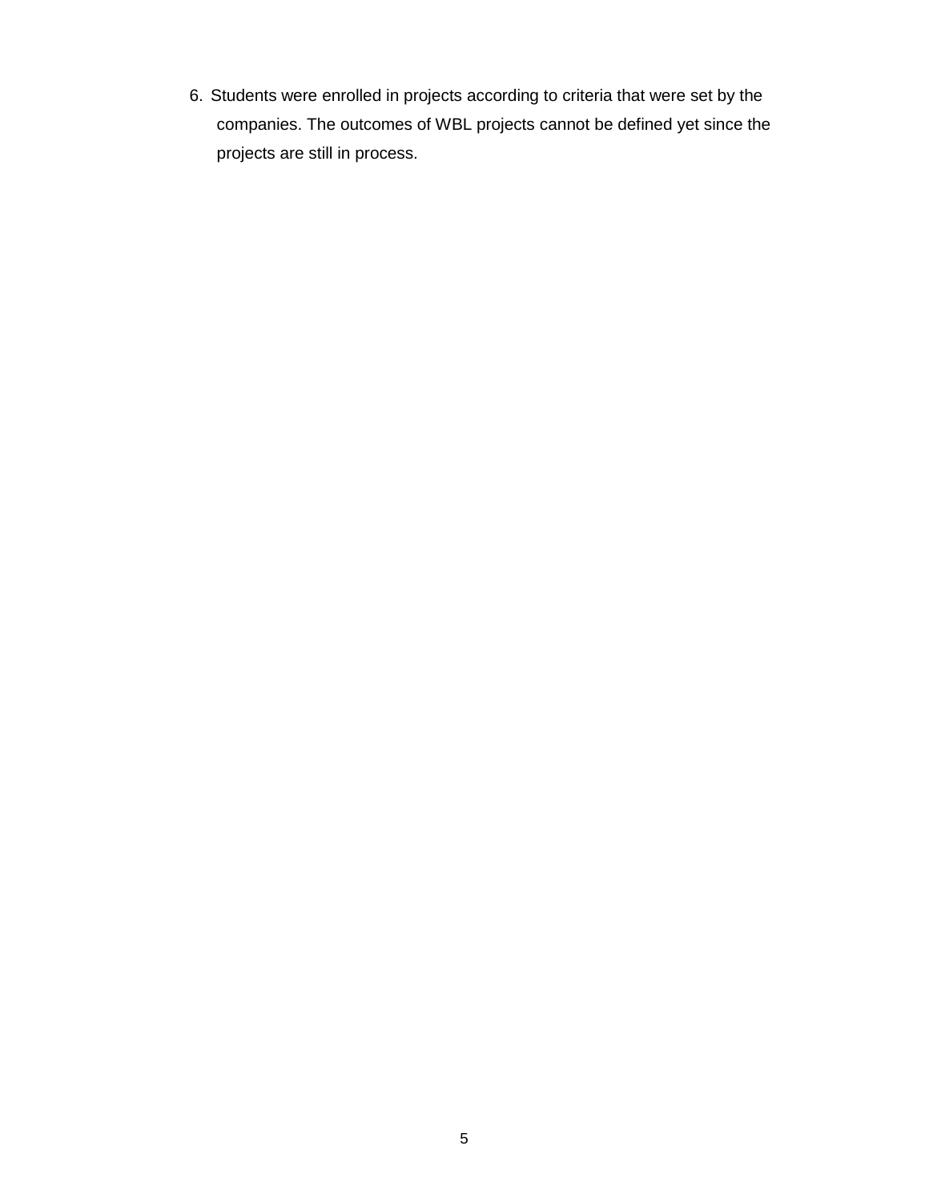6. Students were enrolled in projects according to criteria that were set by the companies. The outcomes of WBL projects cannot be defined yet since the projects are still in process.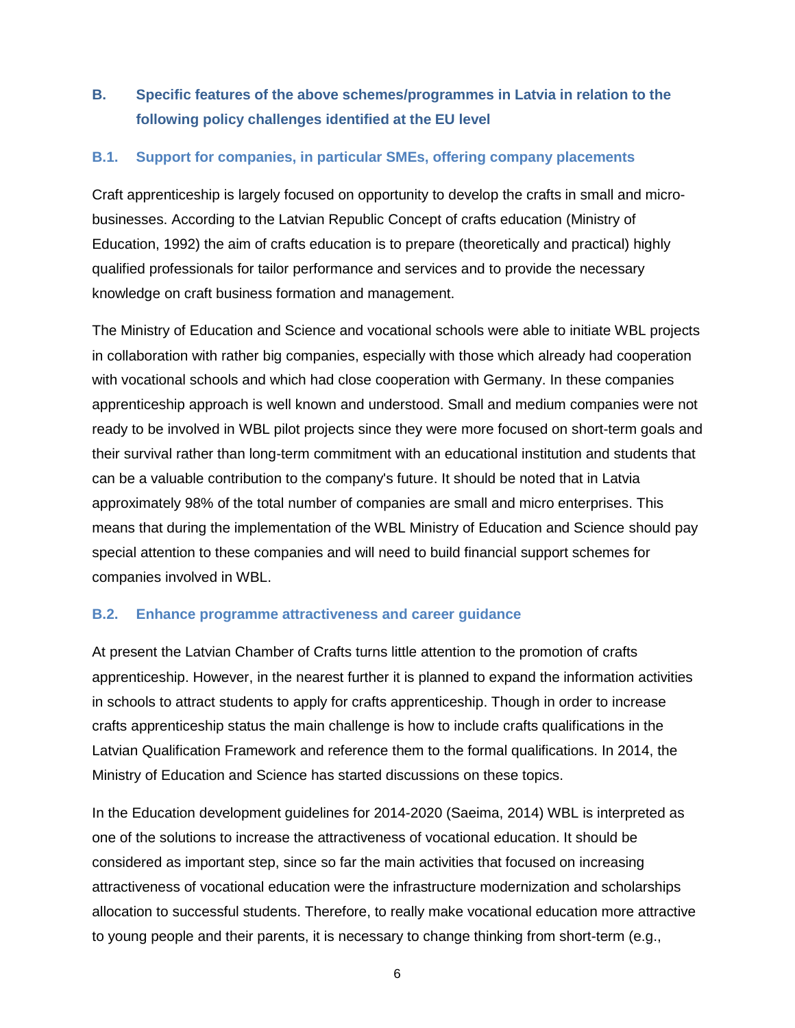## B. Specific features of the above schemes/programmes in Latvia in relation to the following policy challenges identified at the EU level

### B.1. Support for companies, in particular SMEs, offering company placements

Craft apprenticeship is largely focused on opportunity to develop the crafts in small and micro-businesses. According to the Latvian Republic Concept of crafts education (Ministry of Education, 1992) the aim of crafts education is to prepare (theoretically and practical) highly qualified professionals for tailor performance and services and to provide the necessary knowledge on craft business formation and management.

The Ministry of Education and Science and vocational schools were able to initiate WBL projects in collaboration with rather big companies, especially with those which already had cooperation with vocational schools and which had close cooperation with Germany. In these companies apprenticeship approach is well known and understood. Small and medium companies were not ready to be involved in WBL pilot projects since they were more focused on short-term goals and their survival rather than long-term commitment with an educational institution and students that can be a valuable contribution to the company's future. It should be noted that in Latvia approximately 98% of the total number of companies are small and micro enterprises. This means that during the implementation of the WBL Ministry of Education and Science should pay special attention to these companies and will need to build financial support schemes for companies involved in WBL.

### B.2. Enhance programme attractiveness and career guidance

At present the Latvian Chamber of Crafts turns little attention to the promotion of crafts apprenticeship. However, in the nearest further it is planned to expand the information activities in schools to attract students to apply for crafts apprenticeship. Though in order to increase crafts apprenticeship status the main challenge is how to include crafts qualifications in the Latvian Qualification Framework and reference them to the formal qualifications. In 2014, the Ministry of Education and Science has started discussions on these topics.

In the Education development guidelines for 2014-2020 (Saeima, 2014) WBL is interpreted as one of the solutions to increase the attractiveness of vocational education. It should be considered as important step, since so far the main activities that focused on increasing attractiveness of vocational education were the infrastructure modernization and scholarships allocation to successful students. Therefore, to really make vocational education more attractive to young people and their parents, it is necessary to change thinking from short-term (e.g.,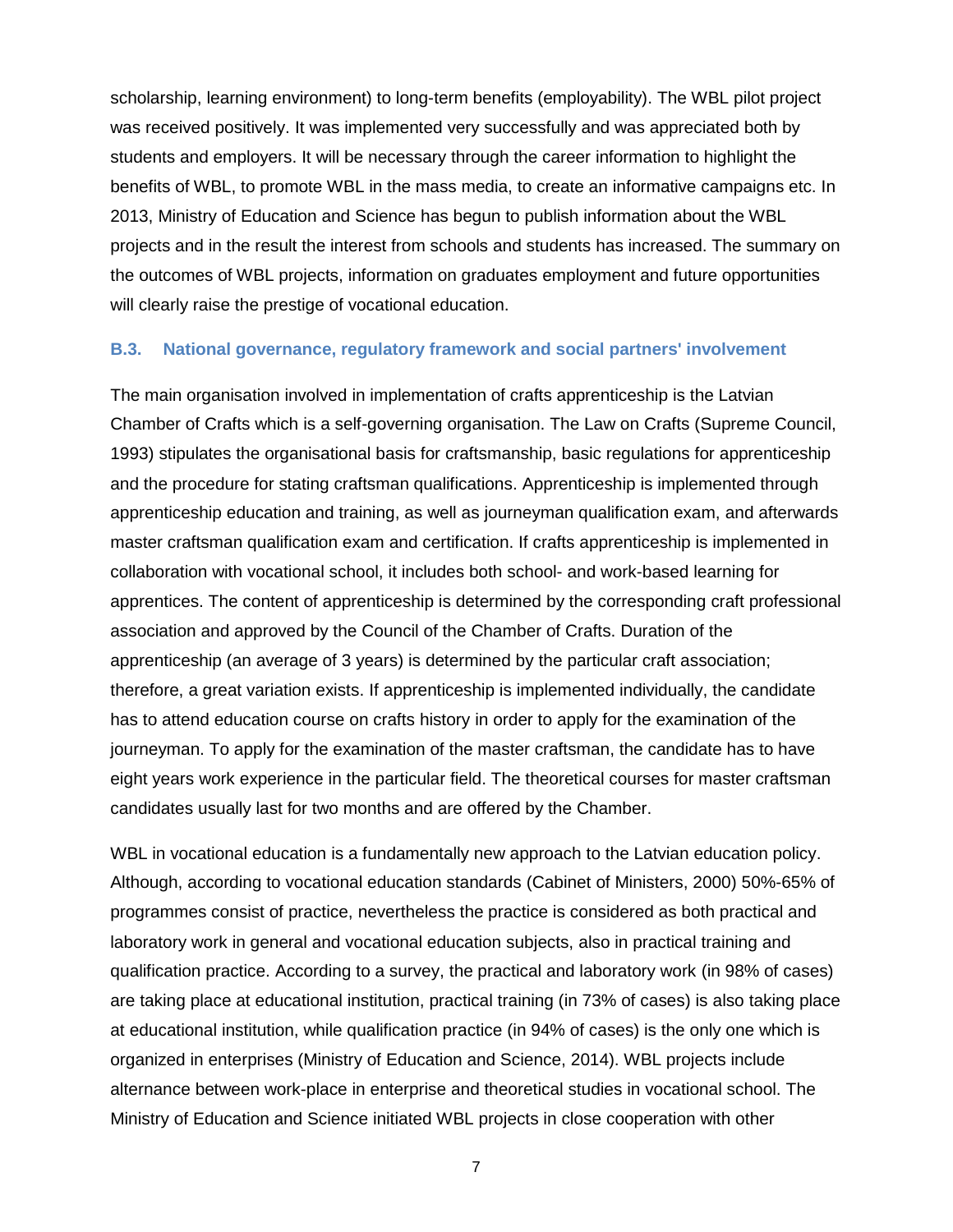scholarship, learning environment) to long-term benefits (employability). The WBL pilot project was received positively. It was implemented very successfully and was appreciated both by students and employers. It will be necessary through the career information to highlight the benefits of WBL, to promote WBL in the mass media, to create an informative campaigns etc. In 2013, Ministry of Education and Science has begun to publish information about the WBL projects and in the result the interest from schools and students has increased. The summary on the outcomes of WBL projects, information on graduates employment and future opportunities will clearly raise the prestige of vocational education.

### B.3. National governance, regulatory framework and social partners' involvement

The main organisation involved in implementation of crafts apprenticeship is the Latvian Chamber of Crafts which is a self-governing organisation. The Law on Crafts (Supreme Council, 1993) stipulates the organisational basis for craftsmanship, basic regulations for apprenticeship and the procedure for stating craftsman qualifications. Apprenticeship is implemented through apprenticeship education and training, as well as journeyman qualification exam, and afterwards master craftsman qualification exam and certification. If crafts apprenticeship is implemented in collaboration with vocational school, it includes both school- and work-based learning for apprentices. The content of apprenticeship is determined by the corresponding craft professional association and approved by the Council of the Chamber of Crafts. Duration of the apprenticeship (an average of 3 years) is determined by the particular craft association; therefore, a great variation exists. If apprenticeship is implemented individually, the candidate has to attend education course on crafts history in order to apply for the examination of the journeyman. To apply for the examination of the master craftsman, the candidate has to have eight years work experience in the particular field. The theoretical courses for master craftsman candidates usually last for two months and are offered by the Chamber.

WBL in vocational education is a fundamentally new approach to the Latvian education policy. Although, according to vocational education standards (Cabinet of Ministers, 2000) 50%-65% of programmes consist of practice, nevertheless the practice is considered as both practical and laboratory work in general and vocational education subjects, also in practical training and qualification practice. According to a survey, the practical and laboratory work (in 98% of cases) are taking place at educational institution, practical training (in 73% of cases) is also taking place at educational institution, while qualification practice (in 94% of cases) is the only one which is organized in enterprises (Ministry of Education and Science, 2014). WBL projects include alternance between work-place in enterprise and theoretical studies in vocational school. The Ministry of Education and Science initiated WBL projects in close cooperation with other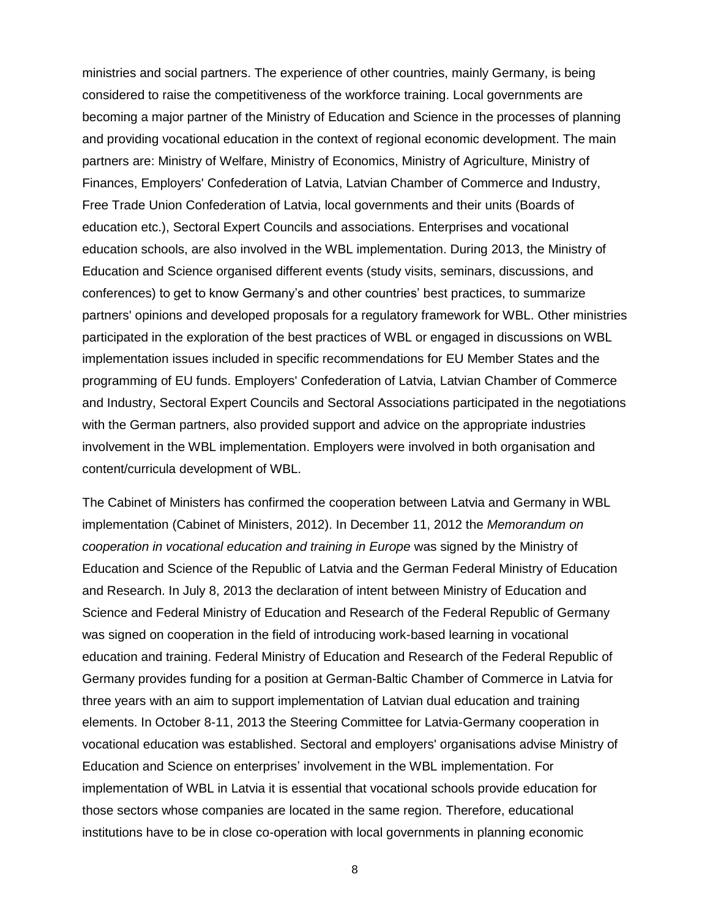ministries and social partners. The experience of other countries, mainly Germany, is being considered to raise the competitiveness of the workforce training. Local governments are becoming a major partner of the Ministry of Education and Science in the processes of planning and providing vocational education in the context of regional economic development. The main partners are: Ministry of Welfare, Ministry of Economics, Ministry of Agriculture, Ministry of Finances, Employers' Confederation of Latvia, Latvian Chamber of Commerce and Industry, Free Trade Union Confederation of Latvia, local governments and their units (Boards of education etc.), Sectoral Expert Councils and associations. Enterprises and vocational education schools, are also involved in the WBL implementation. During 2013, the Ministry of Education and Science organised different events (study visits, seminars, discussions, and conferences) to get to know Germany's and other countries' best practices, to summarize partners' opinions and developed proposals for a regulatory framework for WBL. Other ministries participated in the exploration of the best practices of WBL or engaged in discussions on WBL implementation issues included in specific recommendations for EU Member States and the programming of EU funds. Employers' Confederation of Latvia, Latvian Chamber of Commerce and Industry, Sectoral Expert Councils and Sectoral Associations participated in the negotiations with the German partners, also provided support and advice on the appropriate industries involvement in the WBL implementation. Employers were involved in both organisation and content/curricula development of WBL.

The Cabinet of Ministers has confirmed the cooperation between Latvia and Germany in WBL implementation (Cabinet of Ministers, 2012). In December 11, 2012 the *Memorandum on cooperation in vocational education and training in Europe* was signed by the Ministry of Education and Science of the Republic of Latvia and the German Federal Ministry of Education and Research. In July 8, 2013 the declaration of intent between Ministry of Education and Science and Federal Ministry of Education and Research of the Federal Republic of Germany was signed on cooperation in the field of introducing work-based learning in vocational education and training. Federal Ministry of Education and Research of the Federal Republic of Germany provides funding for a position at German-Baltic Chamber of Commerce in Latvia for three years with an aim to support implementation of Latvian dual education and training elements. In October 8-11, 2013 the Steering Committee for Latvia-Germany cooperation in vocational education was established. Sectoral and employers' organisations advise Ministry of Education and Science on enterprises' involvement in the WBL implementation. For implementation of WBL in Latvia it is essential that vocational schools provide education for those sectors whose companies are located in the same region. Therefore, educational institutions have to be in close co-operation with local governments in planning economic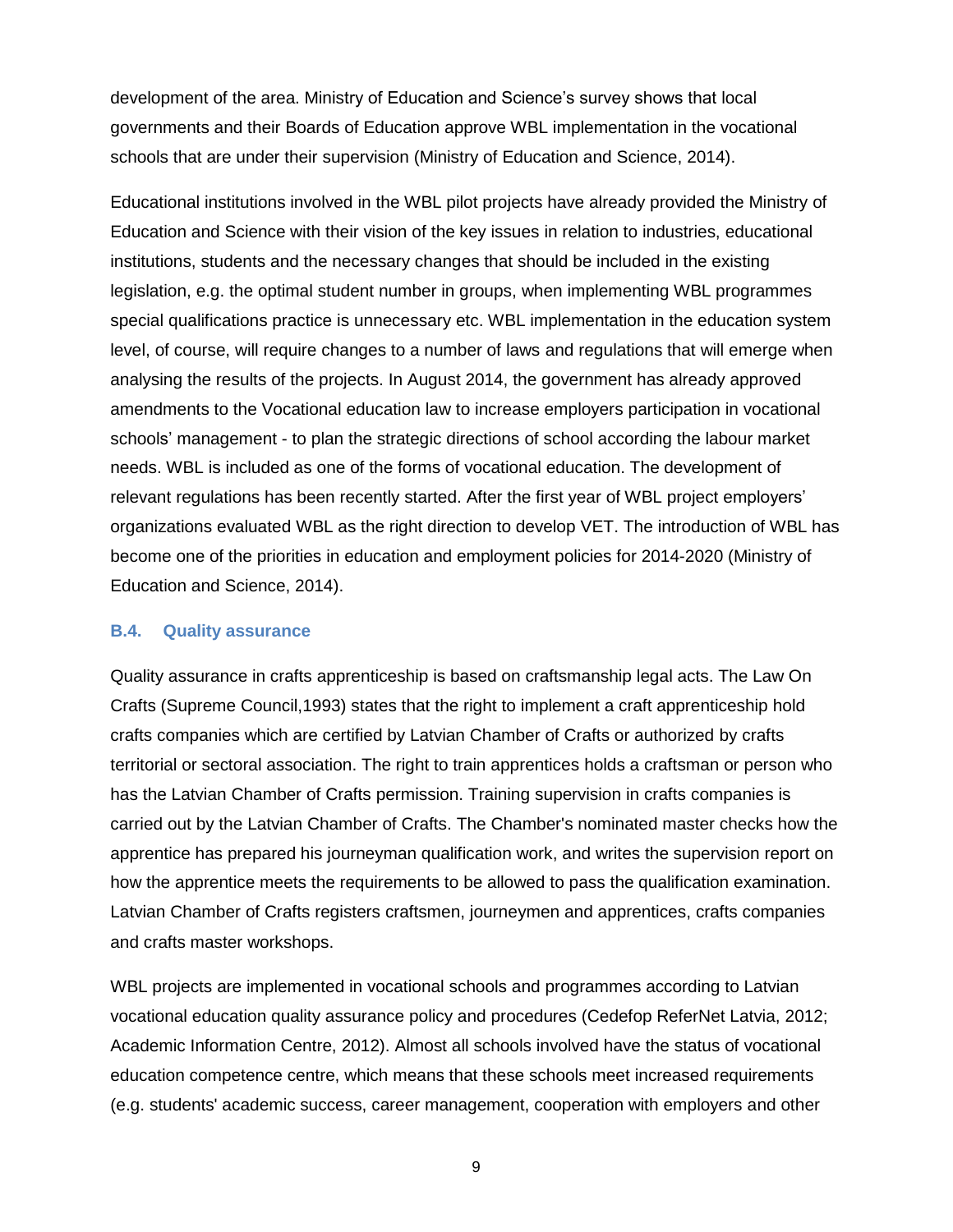development of the area. Ministry of Education and Science's survey shows that local governments and their Boards of Education approve WBL implementation in the vocational schools that are under their supervision (Ministry of Education and Science, 2014).

Educational institutions involved in the WBL pilot projects have already provided the Ministry of Education and Science with their vision of the key issues in relation to industries, educational institutions, students and the necessary changes that should be included in the existing legislation, e.g. the optimal student number in groups, when implementing WBL programmes special qualifications practice is unnecessary etc. WBL implementation in the education system level, of course, will require changes to a number of laws and regulations that will emerge when analysing the results of the projects. In August 2014, the government has already approved amendments to the Vocational education law to increase employers participation in vocational schools' management - to plan the strategic directions of school according the labour market needs. WBL is included as one of the forms of vocational education. The development of relevant regulations has been recently started. After the first year of WBL project employers' organizations evaluated WBL as the right direction to develop VET. The introduction of WBL has become one of the priorities in education and employment policies for 2014-2020 (Ministry of Education and Science, 2014).

### B.4. Quality assurance

Quality assurance in crafts apprenticeship is based on craftsmanship legal acts. The Law On Crafts (Supreme Council,1993) states that the right to implement a craft apprenticeship hold crafts companies which are certified by Latvian Chamber of Crafts or authorized by crafts territorial or sectoral association. The right to train apprentices holds a craftsman or person who has the Latvian Chamber of Crafts permission. Training supervision in crafts companies is carried out by the Latvian Chamber of Crafts. The Chamber's nominated master checks how the apprentice has prepared his journeyman qualification work, and writes the supervision report on how the apprentice meets the requirements to be allowed to pass the qualification examination. Latvian Chamber of Crafts registers craftsmen, journeymen and apprentices, crafts companies and crafts master workshops.

WBL projects are implemented in vocational schools and programmes according to Latvian vocational education quality assurance policy and procedures (Cedefop ReferNet Latvia, 2012; Academic Information Centre, 2012). Almost all schools involved have the status of vocational education competence centre, which means that these schools meet increased requirements (e.g. students' academic success, career management, cooperation with employers and other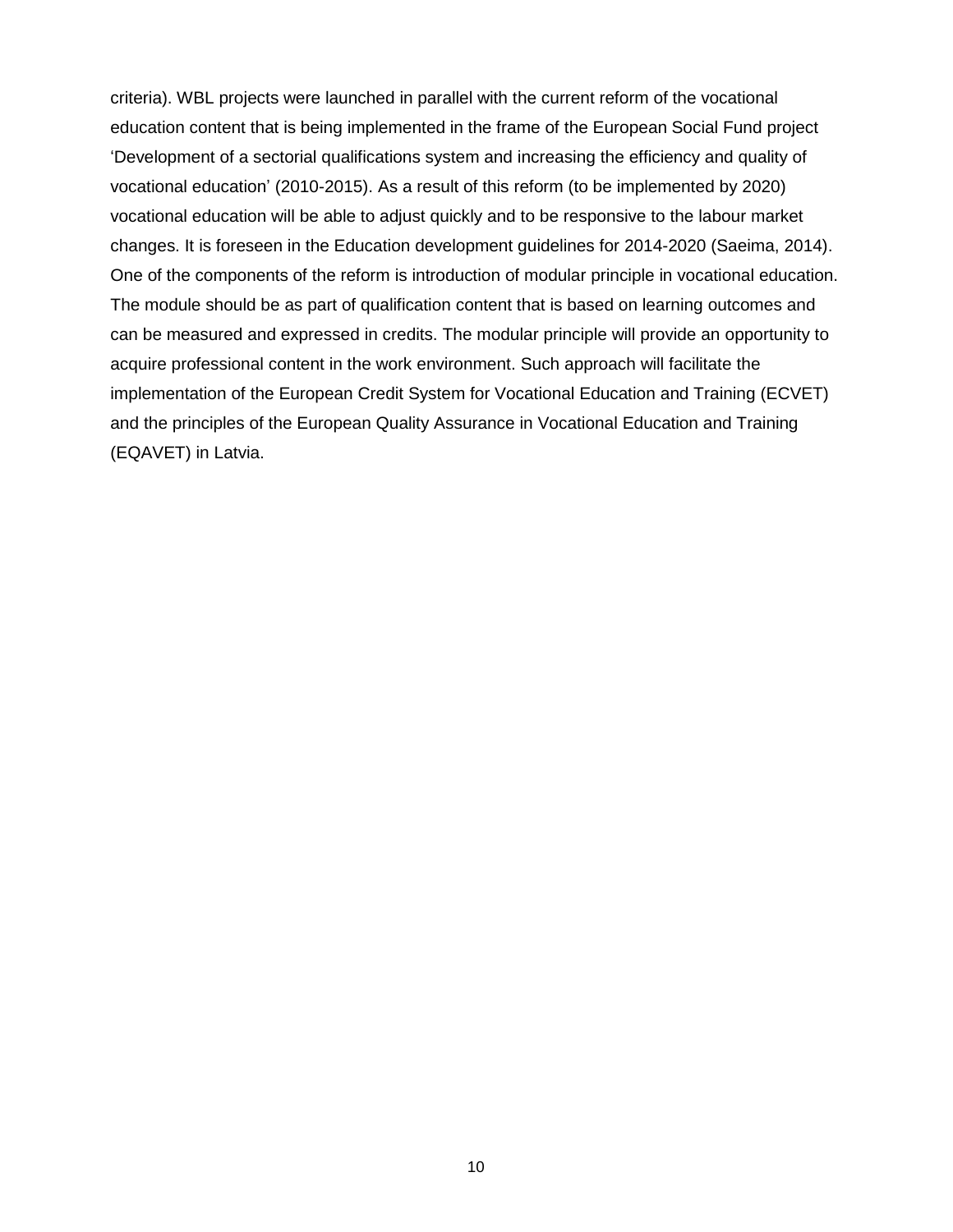criteria). WBL projects were launched in parallel with the current reform of the vocational education content that is being implemented in the frame of the European Social Fund project 'Development of a sectorial qualifications system and increasing the efficiency and quality of vocational education' (2010-2015). As a result of this reform (to be implemented by 2020) vocational education will be able to adjust quickly and to be responsive to the labour market changes. It is foreseen in the Education development guidelines for 2014-2020 (Saeima, 2014). One of the components of the reform is introduction of modular principle in vocational education. The module should be as part of qualification content that is based on learning outcomes and can be measured and expressed in credits. The modular principle will provide an opportunity to acquire professional content in the work environment. Such approach will facilitate the implementation of the European Credit System for Vocational Education and Training (ECVET) and the principles of the European Quality Assurance in Vocational Education and Training (EQAVET) in Latvia.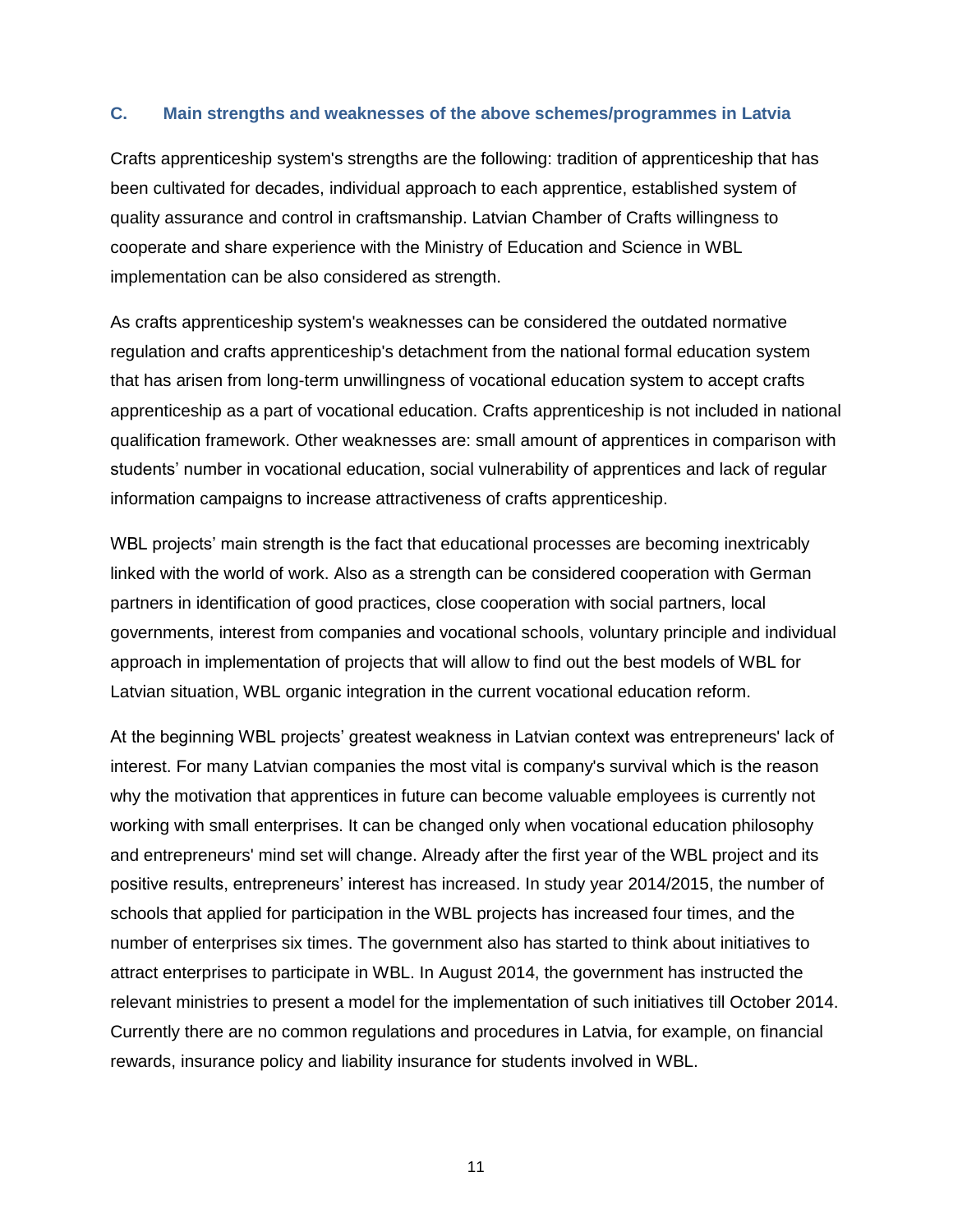### C. Main strengths and weaknesses of the above schemes/programmes in Latvia

Crafts apprenticeship system's strengths are the following: tradition of apprenticeship that has been cultivated for decades, individual approach to each apprentice, established system of quality assurance and control in craftsmanship. Latvian Chamber of Crafts willingness to cooperate and share experience with the Ministry of Education and Science in WBL implementation can be also considered as strength.

As crafts apprenticeship system's weaknesses can be considered the outdated normative regulation and crafts apprenticeship's detachment from the national formal education system that has arisen from long-term unwillingness of vocational education system to accept crafts apprenticeship as a part of vocational education. Crafts apprenticeship is not included in national qualification framework. Other weaknesses are: small amount of apprentices in comparison with students' number in vocational education, social vulnerability of apprentices and lack of regular information campaigns to increase attractiveness of crafts apprenticeship.

WBL projects' main strength is the fact that educational processes are becoming inextricably linked with the world of work. Also as a strength can be considered cooperation with German partners in identification of good practices, close cooperation with social partners, local governments, interest from companies and vocational schools, voluntary principle and individual approach in implementation of projects that will allow to find out the best models of WBL for Latvian situation, WBL organic integration in the current vocational education reform.

At the beginning WBL projects' greatest weakness in Latvian context was entrepreneurs' lack of interest. For many Latvian companies the most vital is company's survival which is the reason why the motivation that apprentices in future can become valuable employees is currently not working with small enterprises. It can be changed only when vocational education philosophy and entrepreneurs' mind set will change. Already after the first year of the WBL project and its positive results, entrepreneurs' interest has increased. In study year 2014/2015, the number of schools that applied for participation in the WBL projects has increased four times, and the number of enterprises six times. The government also has started to think about initiatives to attract enterprises to participate in WBL. In August 2014, the government has instructed the relevant ministries to present a model for the implementation of such initiatives till October 2014. Currently there are no common regulations and procedures in Latvia, for example, on financial rewards, insurance policy and liability insurance for students involved in WBL.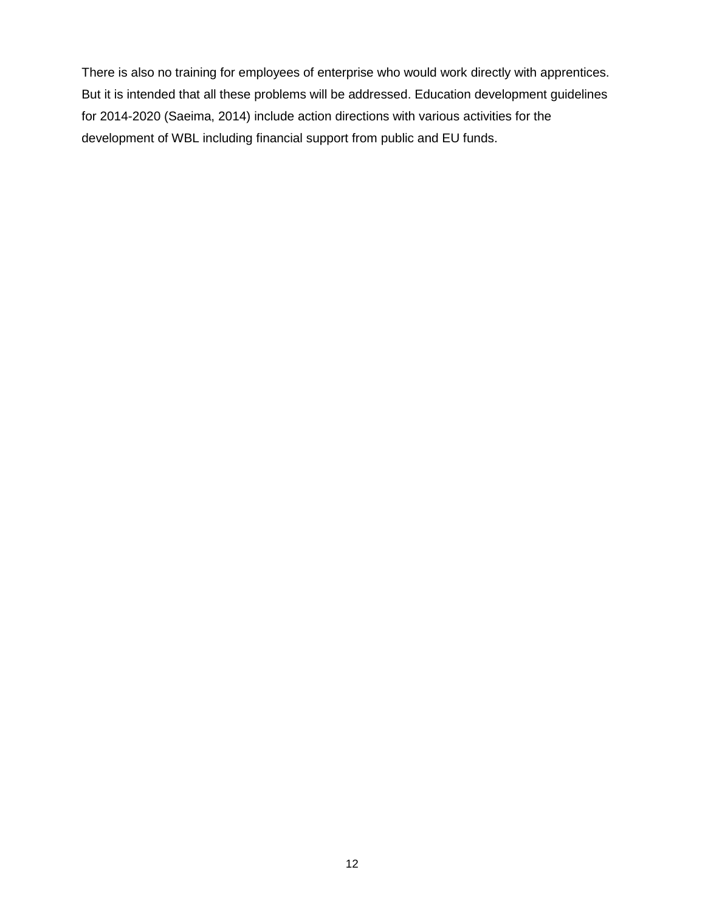There is also no training for employees of enterprise who would work directly with apprentices. But it is intended that all these problems will be addressed. Education development guidelines for 2014-2020 (Saeima, 2014) include action directions with various activities for the development of WBL including financial support from public and EU funds.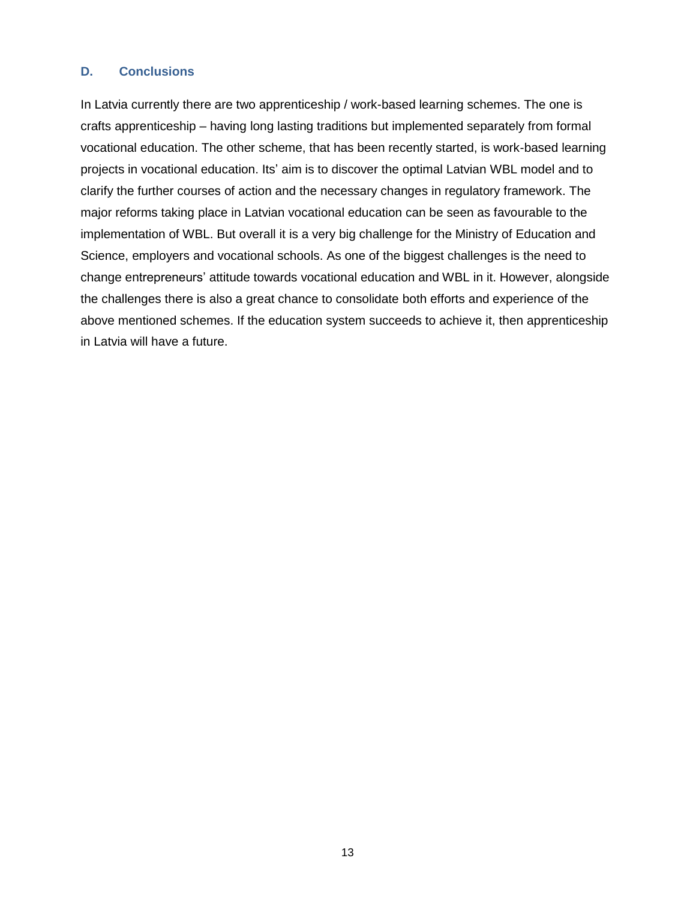## D. Conclusions

In Latvia currently there are two apprenticeship / work-based learning schemes. The one is crafts apprenticeship – having long lasting traditions but implemented separately from formal vocational education. The other scheme, that has been recently started, is work-based learning projects in vocational education. Its' aim is to discover the optimal Latvian WBL model and to clarify the further courses of action and the necessary changes in regulatory framework. The major reforms taking place in Latvian vocational education can be seen as favourable to the implementation of WBL. But overall it is a very big challenge for the Ministry of Education and Science, employers and vocational schools. As one of the biggest challenges is the need to change entrepreneurs' attitude towards vocational education and WBL in it. However, alongside the challenges there is also a great chance to consolidate both efforts and experience of the above mentioned schemes. If the education system succeeds to achieve it, then apprenticeship in Latvia will have a future.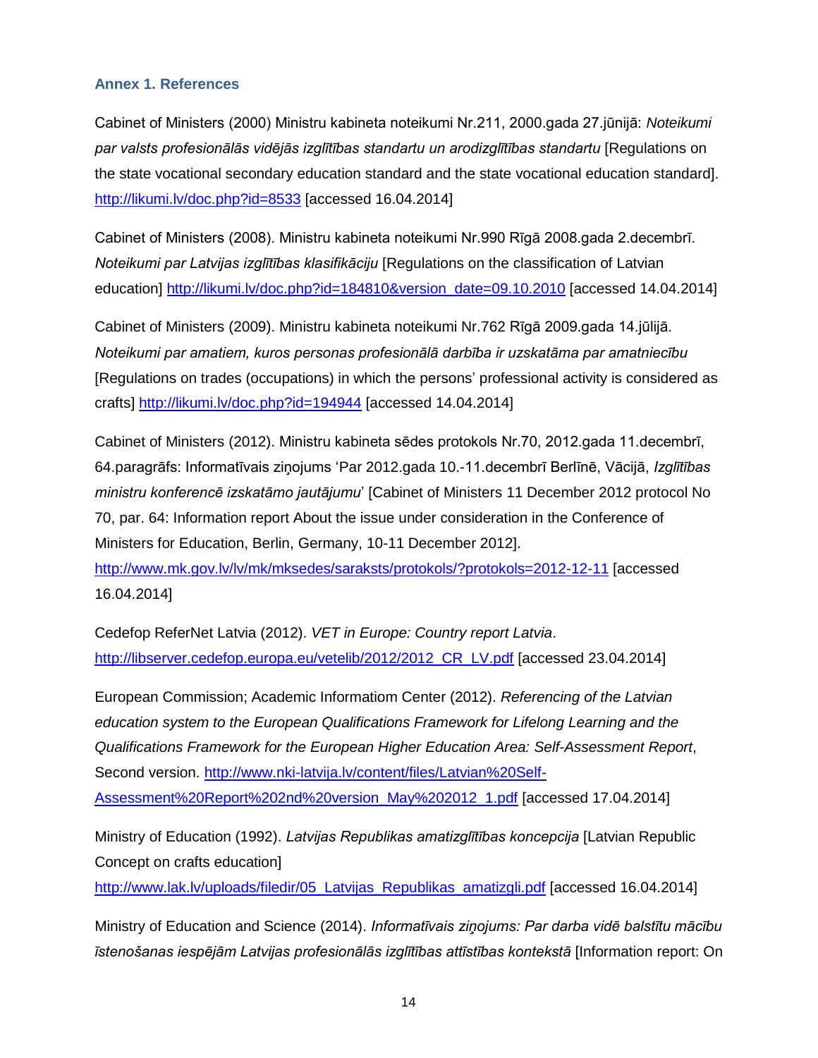## Annex 1. References

Cabinet of Ministers (2000) Ministru kabineta noteikumi Nr.211, 2000.gada 27.jūnijā: *Noteikumi par valsts profesionālās vidējās izglītības standartu un arodizglītības standartu* [Regulations on the state vocational secondary education standard and the state vocational education standard]. http://likumi.lv/doc.php?id=8533 [accessed 16.04.2014]

Cabinet of Ministers (2008). Ministru kabineta noteikumi Nr.990 Rīgā 2008.gada 2.decembrī. *Noteikumi par Latvijas izglītības klasifikāciju* [Regulations on the classification of Latvian education] http://likumi.lv/doc.php?id=184810&version_date=09.10.2010 [accessed 14.04.2014]

Cabinet of Ministers (2009). Ministru kabineta noteikumi Nr.762 Rīgā 2009.gada 14.jūlijā. *Noteikumi par amatiem, kuros personas profesionālā darbība ir uzskatāma par amatniecību* [Regulations on trades (occupations) in which the persons' professional activity is considered as crafts] http://likumi.lv/doc.php?id=194944 [accessed 14.04.2014]

Cabinet of Ministers (2012). Ministru kabineta sēdes protokols Nr.70, 2012.gada 11.decembrī, 64.paragrāfs: Informatīvais ziņojums 'Par 2012.gada 10.-11.decembrī Berlīnē, Vācijā, *Izglītības ministru konferencē izskatāmo jautājumu*' [Cabinet of Ministers 11 December 2012 protocol No 70, par. 64: Information report About the issue under consideration in the Conference of Ministers for Education, Berlin, Germany, 10-11 December 2012]. http://www.mk.gov.lv/lv/mk/mksedes/saraksts/protokols/?protokols=2012-12-11 [accessed 16.04.2014]

Cedefop ReferNet Latvia (2012). *VET in Europe: Country report Latvia*. http://libserver.cedefop.europa.eu/vetelib/2012/2012_CR_LV.pdf [accessed 23.04.2014]

European Commission; Academic Informatiom Center (2012). *Referencing of the Latvian education system to the European Qualifications Framework for Lifelong Learning and the Qualifications Framework for the European Higher Education Area: Self-Assessment Report*, Second version. http://www.nki-latvija.lv/content/files/Latvian%20Self-Assessment%20Report%202nd%20version_May%202012_1.pdf [accessed 17.04.2014]

Ministry of Education (1992). *Latvijas Republikas amatizglītības koncepcija* [Latvian Republic Concept on crafts education] http://www.lak.lv/uploads/filedir/05_Latvijas_Republikas_amatizgli.pdf [accessed 16.04.2014]

Ministry of Education and Science (2014). *Informatīvais ziņojums: Par darba vidē balstītu mācību īstenošanas iespējām Latvijas profesionālās izglītības attīstības kontekstā* [Information report: On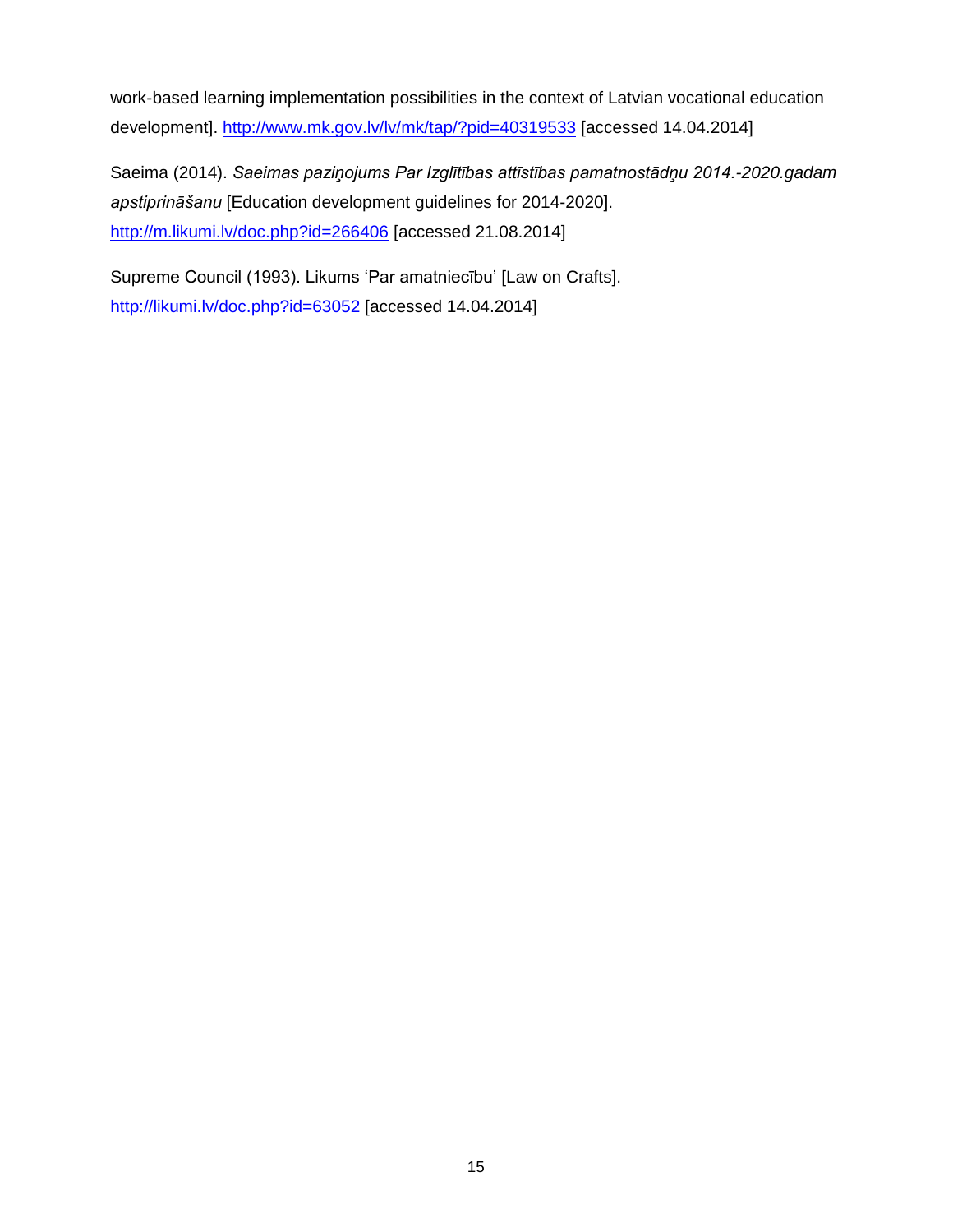work-based learning implementation possibilities in the context of Latvian vocational education development]. http://www.mk.gov.lv/lv/mk/tap/?pid=40319533 [accessed 14.04.2014]

Saeima (2014). *Saeimas paziņojums Par Izglītības attīstības pamatnostādņu 2014.-2020.gadam apstiprināšanu* [Education development guidelines for 2014-2020]. http://m.likumi.lv/doc.php?id=266406 [accessed 21.08.2014]

Supreme Council (1993). Likums 'Par amatniecību' [Law on Crafts]. http://likumi.lv/doc.php?id=63052 [accessed 14.04.2014]